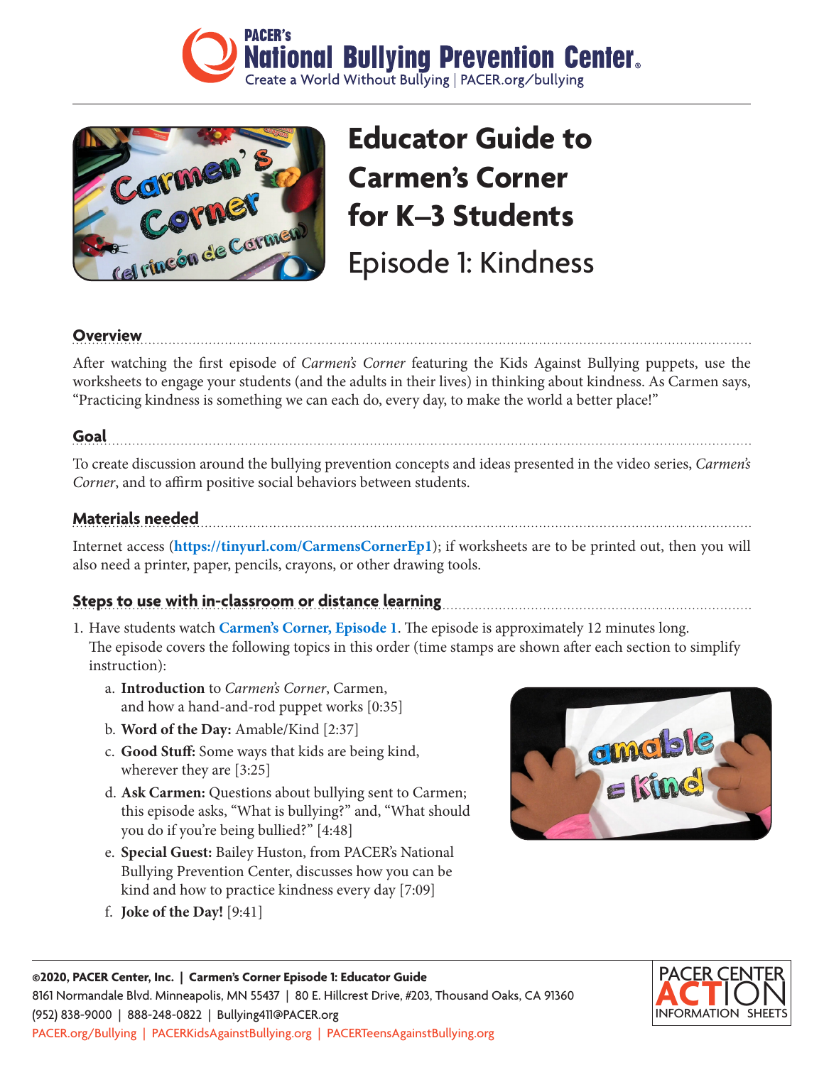PACER's National Bullying Prevention Center

Create a World Without Bullying | PACER.org/bullying

# Educator Guide to Carmen's Corner for K–3 Students

## Episode 1: Kindness

### Overview

After watching the first episode of *Carmen's Corner* featuring the Kids Against Bullying puppets, use the worksheets to engage your students (and the adults in their lives) in thinking about kindness. As Carmen says, "Practicing kindness is something we can each do, every day, to make the world a better place!"

### Goal

To create discussion around the bullying prevention concepts and ideas presented in the video series, *Carmen's Corner*, and to affirm positive social behaviors between students.

### Materials needed

Internet access (**https://tinyurl.com/CarmensCornerEp1**); if worksheets are to be printed out, then you will also need a printer, paper, pencils, crayons, or other drawing tools.

### Steps to use with in-classroom or distance learning

1. Have students watch **Carmen's Corner, Episode 1**. The episode is approximately 12 minutes long. The episode covers the following topics in this order (time stamps are shown after each section to simplify instruction):
   a. **Introduction** to *Carmen's Corner*, Carmen, and how a hand-and-rod puppet works [0:35]
   b. **Word of the Day:** Amable/Kind [2:37]
   c. **Good Stuff:** Some ways that kids are being kind, wherever they are [3:25]
   d. **Ask Carmen:** Questions about bullying sent to Carmen; this episode asks, "What is bullying?" and, "What should you do if you're being bullied?" [4:48]
   e. **Special Guest:** Bailey Huston, from PACER's National Bullying Prevention Center, discusses how you can be kind and how to practice kindness every day [7:09]
   f. **Joke of the Day!** [9:41]

**©2020, PACER Center, Inc. | Carmen's Corner Episode 1: Educator Guide**
8161 Normandale Blvd. Minneapolis, MN 55437 | 80 E. Hillcrest Drive, #203, Thousand Oaks, CA 91360
(952) 838-9000 | 888-248-0822 | Bullying411@PACER.org
PACER.org/Bullying | PACERKidsAgainstBullying.org | PACERTeensAgainstBullying.org

PACER CENTER ACTION INFORMATION SHEETS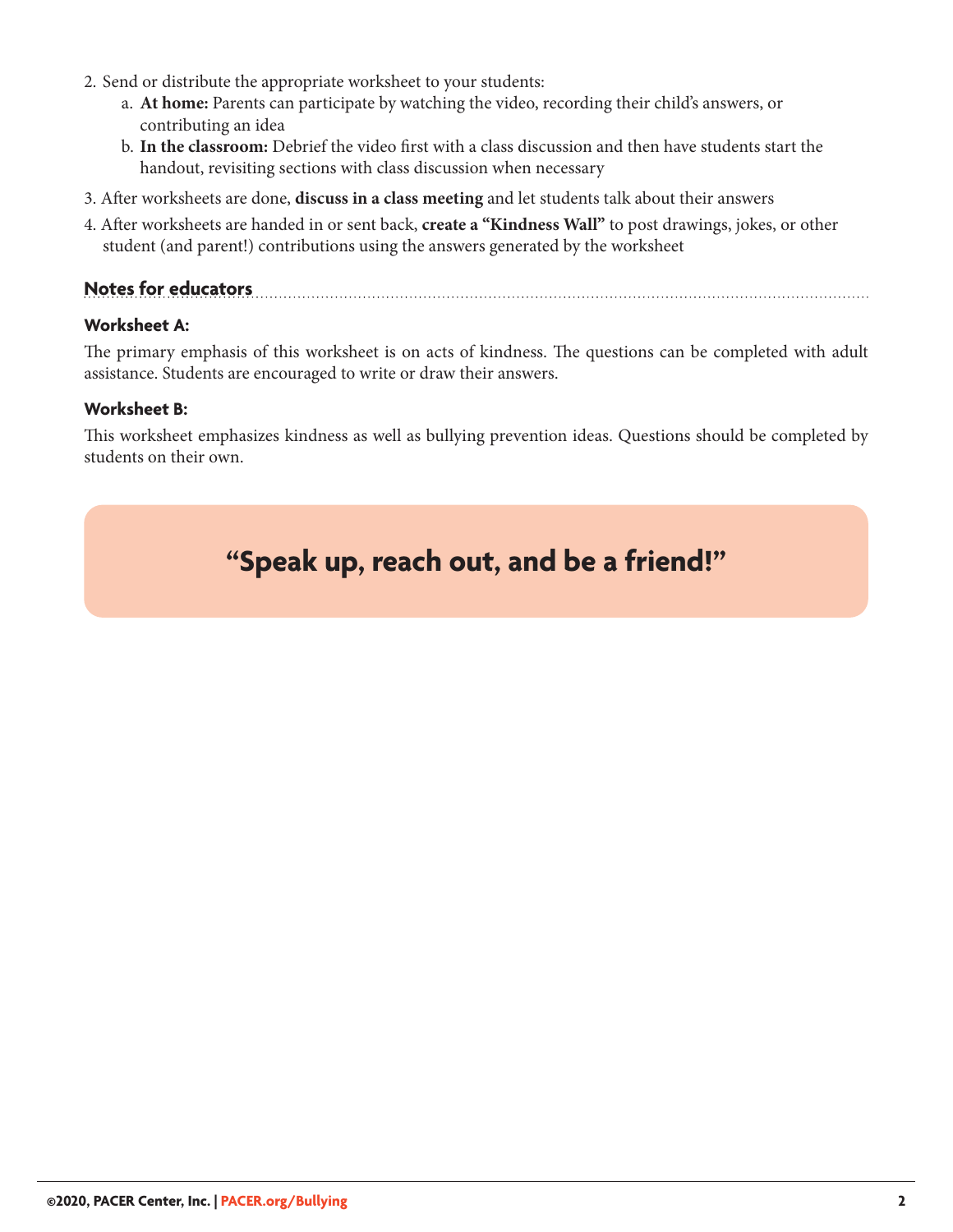2. Send or distribute the appropriate worksheet to your students:
   a. **At home:** Parents can participate by watching the video, recording their child's answers, or contributing an idea
   b. **In the classroom:** Debrief the video first with a class discussion and then have students start the handout, revisiting sections with class discussion when necessary
3. After worksheets are done, **discuss in a class meeting** and let students talk about their answers
4. After worksheets are handed in or sent back, **create a "Kindness Wall"** to post drawings, jokes, or other student (and parent!) contributions using the answers generated by the worksheet

## Notes for educators

### Worksheet A:

The primary emphasis of this worksheet is on acts of kindness. The questions can be completed with adult assistance. Students are encouraged to write or draw their answers.

### Worksheet B:

This worksheet emphasizes kindness as well as bullying prevention ideas. Questions should be completed by students on their own.

**"Speak up, reach out, and be a friend!"**